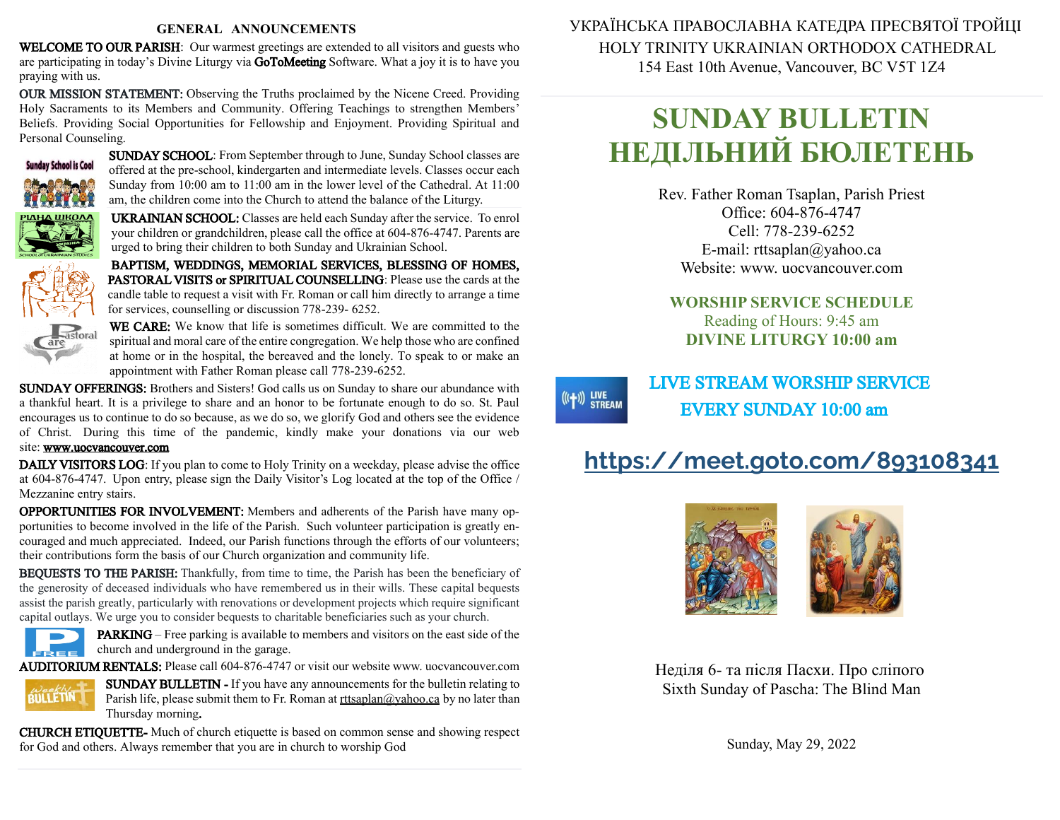## GENERAL ANNOUNCEMENTS

**WELCOME TO OUR PARISH**: Our warmest greetings are extended to all visitors and guests who are participating in today's Divine Liturgy via **GoToMeeting** Software. What a joy it is to have you praying with us.

**OUR MISSION STATEMENT:** Observing the Truths proclaimed by the Nicene Creed. Providing Holy Sacraments to its Members and Community. Offering Teachings to strengthen Members' Beliefs. Providing Social Opportunities for Fellowship and Enjoyment. Providing Spiritual and Personal Counseling.

**SUNDAY SCHOOL**: From September through to June, Sunday School classes are offered at the pre-school, kindergarten and intermediate levels. Classes occur each Sunday from 10:00 am to 11:00 am in the lower level of the Cathedral. At 11:00 am, the children come into the Church to attend the balance of the Liturgy.

**UKRAINIAN SCHOOL:** Classes are held each Sunday after the service. To enrol your children or grandchildren, please call the office at 604-876-4747. Parents are urged to bring their children to both Sunday and Ukrainian School.

**BAPTISM, WEDDINGS, MEMORIAL SERVICES, BLESSING OF HOMES, PASTORAL VISITS or SPIRITUAL COUNSELLING**: Please use the cards at the candle table to request a visit with Fr. Roman or call him directly to arrange a time for services, counselling or discussion 778-239- 6252.

**WE CARE:** We know that life is sometimes difficult. We are committed to the spiritual and moral care of the entire congregation. We help those who are confined at home or in the hospital, the bereaved and the lonely. To speak to or make an appointment with Father Roman please call 778-239-6252.

**SUNDAY OFFERINGS:** Brothers and Sisters! God calls us on Sunday to share our abundance with a thankful heart. It is a privilege to share and an honor to be fortunate enough to do so. St. Paul encourages us to continue to do so because, as we do so, we glorify God and others see the evidence of Christ. During this time of the pandemic, kindly make your donations via our web site: www.uocvancouver.com

**DAILY VISITORS LOG**: If you plan to come to Holy Trinity on a weekday, please advise the office at 604-876-4747. Upon entry, please sign the Daily Visitor's Log located at the top of the Office / Mezzanine entry stairs.

**OPPORTUNITIES FOR INVOLVEMENT:** Members and adherents of the Parish have many opportunities to become involved in the life of the Parish. Such volunteer participation is greatly encouraged and much appreciated. Indeed, our Parish functions through the efforts of our volunteers; their contributions form the basis of our Church organization and community life.

**BEQUESTS TO THE PARISH:** Thankfully, from time to time, the Parish has been the beneficiary of the generosity of deceased individuals who have remembered us in their wills. These capital bequests assist the parish greatly, particularly with renovations or development projects which require significant capital outlays. We urge you to consider bequests to charitable beneficiaries such as your church.

**PARKING** – Free parking is available to members and visitors on the east side of the church and underground in the garage.

**AUDITORIUM RENTALS:** Please call 604-876-4747 or visit our website www. uocvancouver.com

**SUNDAY BULLETIN -** If you have any announcements for the bulletin relating to Parish life, please submit them to Fr. Roman at rttsaplan@yahoo.ca by no later than Thursday morning**.**

**CHURCH ETIQUETTE-** Much of church etiquette is based on common sense and showing respect for God and others. Always remember that you are in church to worship God

---

УКРАЇНСЬКА ПРАВОСЛАВНА КАТЕДРА ПРЕСВЯТОЇ ТРОЙЦІ

HOLY TRINITY UKRAINIAN ORTHODOX CATHEDRAL

154 East 10th Avenue, Vancouver, BC V5T 1Z4

# SUNDAY BULLETIN
# НЕДІЛЬНИЙ БЮЛЕТЕНЬ

Rev. Father Roman Tsaplan, Parish Priest
Office: 604-876-4747
Cell: 778-239-6252
E-mail: rttsaplan@yahoo.ca
Website: www. uocvancouver.com

**WORSHIP SERVICE SCHEDULE**
Reading of Hours: 9:45 am
**DIVINE LITURGY 10:00 am**

**LIVE STREAM WORSHIP SERVICE**
**EVERY SUNDAY 10:00 am**

**https://meet.goto.com/893108341**

Неділя 6- та після Пасхи. Про сліпого
Sixth Sunday of Pascha: The Blind Man

Sunday, May 29, 2022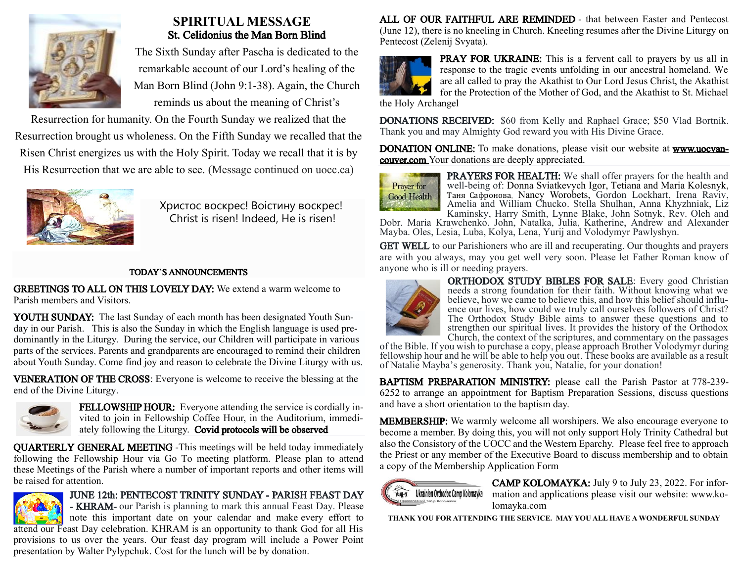## SPIRITUAL MESSAGE

### St. Celidonius the Man Born Blind

The Sixth Sunday after Pascha is dedicated to the remarkable account of our Lord's healing of the Man Born Blind (John 9:1-38). Again, the Church reminds us about the meaning of Christ's Resurrection for humanity. On the Fourth Sunday we realized that the Resurrection brought us wholeness. On the Fifth Sunday we recalled that the Risen Christ energizes us with the Holy Spirit. Today we recall that it is by His Resurrection that we are able to see. (Message continued on uocc.ca)

Христос воскрес! Воістину воскрес!
Christ is risen! Indeed, He is risen!

### TODAY`S ANNOUNCEMENTS

**GREETINGS TO ALL ON THIS LOVELY DAY:** We extend a warm welcome to Parish members and Visitors.

**YOUTH SUNDAY:** The last Sunday of each month has been designated Youth Sunday in our Parish. This is also the Sunday in which the English language is used predominantly in the Liturgy. During the service, our Children will participate in various parts of the services. Parents and grandparents are encouraged to remind their children about Youth Sunday. Come find joy and reason to celebrate the Divine Liturgy with us.

**VENERATION OF THE CROSS**: Everyone is welcome to receive the blessing at the end of the Divine Liturgy.

**FELLOWSHIP HOUR:** Everyone attending the service is cordially invited to join in Fellowship Coffee Hour, in the Auditorium, immediately following the Liturgy. **Covid protocols will be observed**

**QUARTERLY GENERAL MEETING** -This meetings will be held today immediately following the Fellowship Hour via Go To meeting platform. Please plan to attend these Meetings of the Parish where a number of important reports and other items will be raised for attention.

**JUNE 12th: PENTECOST TRINITY SUNDAY - PARISH FEAST DAY - KHRAM-** our Parish is planning to mark this annual Feast Day. Please note this important date on your calendar and make every effort to attend our Feast Day celebration. KHRAM is an opportunity to thank God for all His provisions to us over the years. Our feast day program will include a Power Point presentation by Walter Pylypchuk. Cost for the lunch will be by donation.

**ALL OF OUR FAITHFUL ARE REMINDED** - that between Easter and Pentecost (June 12), there is no kneeling in Church. Kneeling resumes after the Divine Liturgy on Pentecost (Zelenij Svyata).

**PRAY FOR UKRAINE:** This is a fervent call to prayers by us all in response to the tragic events unfolding in our ancestral homeland. We are all called to pray the Akathist to Our Lord Jesus Christ, the Akathist for the Protection of the Mother of God, and the Akathist to St. Michael the Holy Archangel

**DONATIONS RECEIVED:** $60 from Kelly and Raphael Grace; $50 Vlad Bortnik. Thank you and may Almighty God reward you with His Divine Grace.

**DONATION ONLINE:** To make donations, please visit our website at www.uocvancouver.com Your donations are deeply appreciated.

Prayer for Good Health

**PRAYERS FOR HEALTH:** We shall offer prayers for the health and well-being of: Donna Sviatkevych Igor, Tetiana and Maria Kolesnyk, Таня Сафронова, Nancy Worobets, Gordon Lockhart, Irena Raviv, Amelia and William Chucko. Stella Shulhan, Anna Khyzhniak, Liz Kaminsky, Harry Smith, Lynne Blake, John Sotnyk, Rev. Oleh and Dobr. Maria Krawchenko. John, Natalka, Julia, Katherine, Andrew and Alexander Mayba. Oles, Lesia, Luba, Kolya, Lena, Yurij and Volodymyr Pawlyshyn.

**GET WELL** to our Parishioners who are ill and recuperating. Our thoughts and prayers are with you always, may you get well very soon. Please let Father Roman know of anyone who is ill or needing prayers.

**ORTHODOX STUDY BIBLES FOR SALE**: Every good Christian needs a strong foundation for their faith. Without knowing what we believe, how we came to believe this, and how this belief should influence our lives, how could we truly call ourselves followers of Christ? The Orthodox Study Bible aims to answer these questions and to strengthen our spiritual lives. It provides the history of the Orthodox Church, the context of the scriptures, and commentary on the passages of the Bible. If you wish to purchase a copy, please approach Brother Volodymyr during fellowship hour and he will be able to help you out. These books are available as a result of Natalie Mayba's generosity. Thank you, Natalie, for your donation!

**BAPTISM PREPARATION MINISTRY:** please call the Parish Pastor at 778-239-6252 to arrange an appointment for Baptism Preparation Sessions, discuss questions and have a short orientation to the baptism day.

**MEMBERSHIP:** We warmly welcome all worshipers. We also encourage everyone to become a member. By doing this, you will not only support Holy Trinity Cathedral but also the Consistory of the UOCC and the Western Eparchy. Please feel free to approach the Priest or any member of the Executive Board to discuss membership and to obtain a copy of the Membership Application Form

Ukrainian Orthodox Camp Kolomayka

**CAMP KOLOMAYKA:** July 9 to July 23, 2022. For information and applications please visit our website: www.kolomayka.com

**THANK YOU FOR ATTENDING THE SERVICE. MAY YOU ALL HAVE A WONDERFUL SUNDAY**